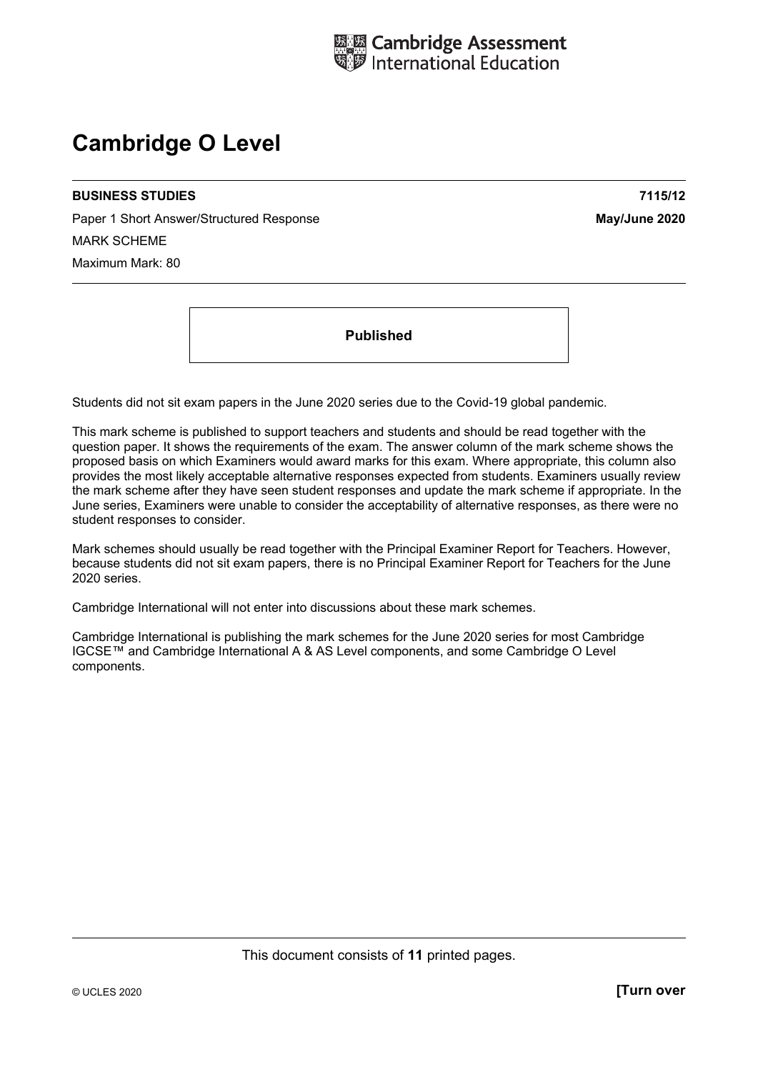Cambridge Assessment International Education

# Cambridge O Level

**BUSINESS STUDIES** **7115/12**

Paper 1 Short Answer/Structured Response **May/June 2020**

MARK SCHEME

Maximum Mark: 80

**Published**

Students did not sit exam papers in the June 2020 series due to the Covid-19 global pandemic.

This mark scheme is published to support teachers and students and should be read together with the question paper. It shows the requirements of the exam. The answer column of the mark scheme shows the proposed basis on which Examiners would award marks for this exam. Where appropriate, this column also provides the most likely acceptable alternative responses expected from students. Examiners usually review the mark scheme after they have seen student responses and update the mark scheme if appropriate. In the June series, Examiners were unable to consider the acceptability of alternative responses, as there were no student responses to consider.

Mark schemes should usually be read together with the Principal Examiner Report for Teachers. However, because students did not sit exam papers, there is no Principal Examiner Report for Teachers for the June 2020 series.

Cambridge International will not enter into discussions about these mark schemes.

Cambridge International is publishing the mark schemes for the June 2020 series for most Cambridge IGCSE™ and Cambridge International A & AS Level components, and some Cambridge O Level components.

This document consists of **11** printed pages.

© UCLES 2020 **[Turn over**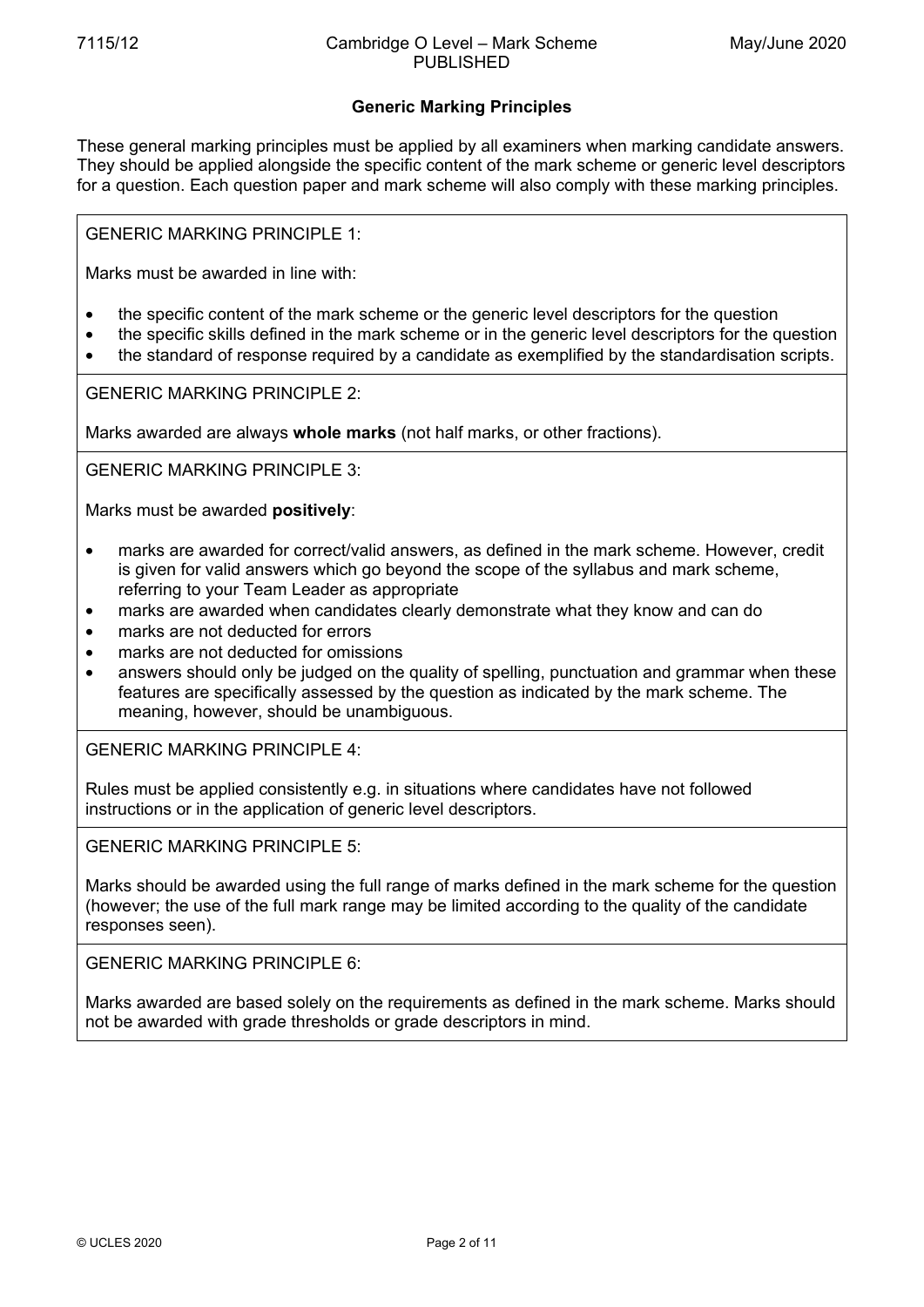## Generic Marking Principles

These general marking principles must be applied by all examiners when marking candidate answers. They should be applied alongside the specific content of the mark scheme or generic level descriptors for a question. Each question paper and mark scheme will also comply with these marking principles.

GENERIC MARKING PRINCIPLE 1:

Marks must be awarded in line with:

- the specific content of the mark scheme or the generic level descriptors for the question
- the specific skills defined in the mark scheme or in the generic level descriptors for the question
- the standard of response required by a candidate as exemplified by the standardisation scripts.

GENERIC MARKING PRINCIPLE 2:

Marks awarded are always **whole marks** (not half marks, or other fractions).

GENERIC MARKING PRINCIPLE 3:

Marks must be awarded **positively**:

- marks are awarded for correct/valid answers, as defined in the mark scheme. However, credit is given for valid answers which go beyond the scope of the syllabus and mark scheme, referring to your Team Leader as appropriate
- marks are awarded when candidates clearly demonstrate what they know and can do
- marks are not deducted for errors
- marks are not deducted for omissions
- answers should only be judged on the quality of spelling, punctuation and grammar when these features are specifically assessed by the question as indicated by the mark scheme. The meaning, however, should be unambiguous.

GENERIC MARKING PRINCIPLE 4:

Rules must be applied consistently e.g. in situations where candidates have not followed instructions or in the application of generic level descriptors.

GENERIC MARKING PRINCIPLE 5:

Marks should be awarded using the full range of marks defined in the mark scheme for the question (however; the use of the full mark range may be limited according to the quality of the candidate responses seen).

GENERIC MARKING PRINCIPLE 6:

Marks awarded are based solely on the requirements as defined in the mark scheme. Marks should not be awarded with grade thresholds or grade descriptors in mind.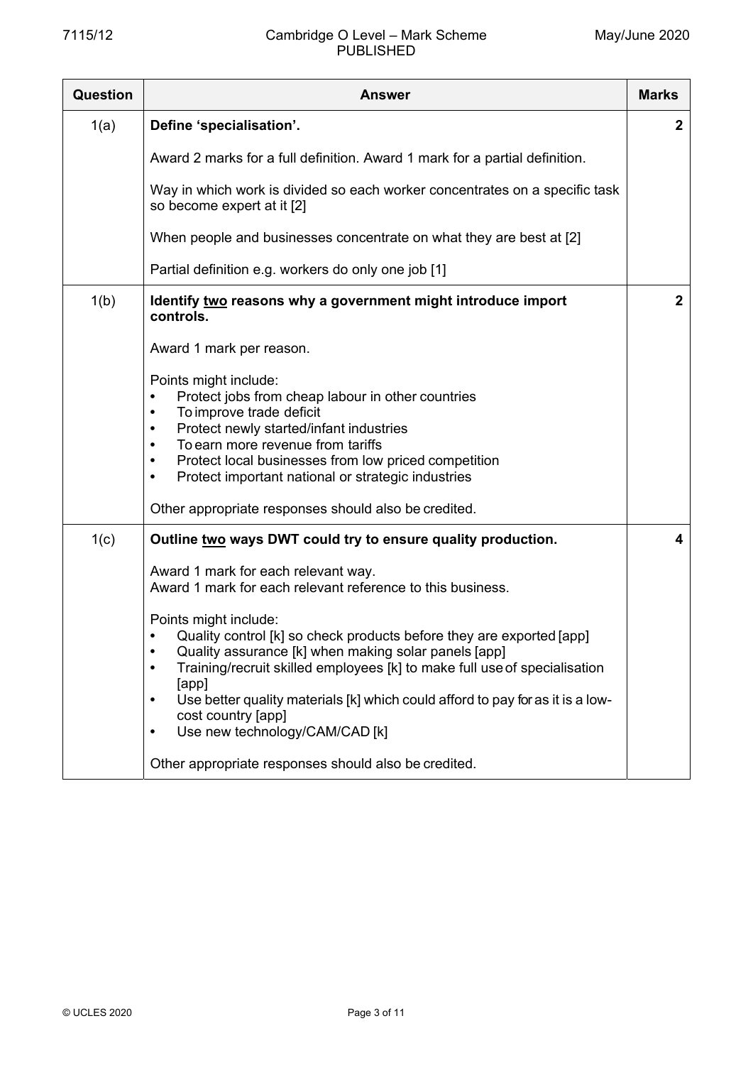| Question | Answer | Marks |
|---|---|---|
| 1(a) | **Define 'specialisation'.**<br><br>Award 2 marks for a full definition. Award 1 mark for a partial definition.<br><br>Way in which work is divided so each worker concentrates on a specific task so become expert at it [2]<br><br>When people and businesses concentrate on what they are best at [2]<br><br>Partial definition e.g. workers do only one job [1] | **2** |
| 1(b) | **Identify two reasons why a government might introduce import controls.**<br><br>Award 1 mark per reason.<br><br>Points might include:<br>• Protect jobs from cheap labour in other countries<br>• To improve trade deficit<br>• Protect newly started/infant industries<br>• To earn more revenue from tariffs<br>• Protect local businesses from low priced competition<br>• Protect important national or strategic industries<br><br>Other appropriate responses should also be credited. | **2** |
| 1(c) | **Outline two ways DWT could try to ensure quality production.**<br><br>Award 1 mark for each relevant way.<br>Award 1 mark for each relevant reference to this business.<br><br>Points might include:<br>• Quality control [k] so check products before they are exported [app]<br>• Quality assurance [k] when making solar panels [app]<br>• Training/recruit skilled employees [k] to make full use of specialisation [app]<br>• Use better quality materials [k] which could afford to pay for as it is a low-cost country [app]<br>• Use new technology/CAM/CAD [k]<br><br>Other appropriate responses should also be credited. | **4** |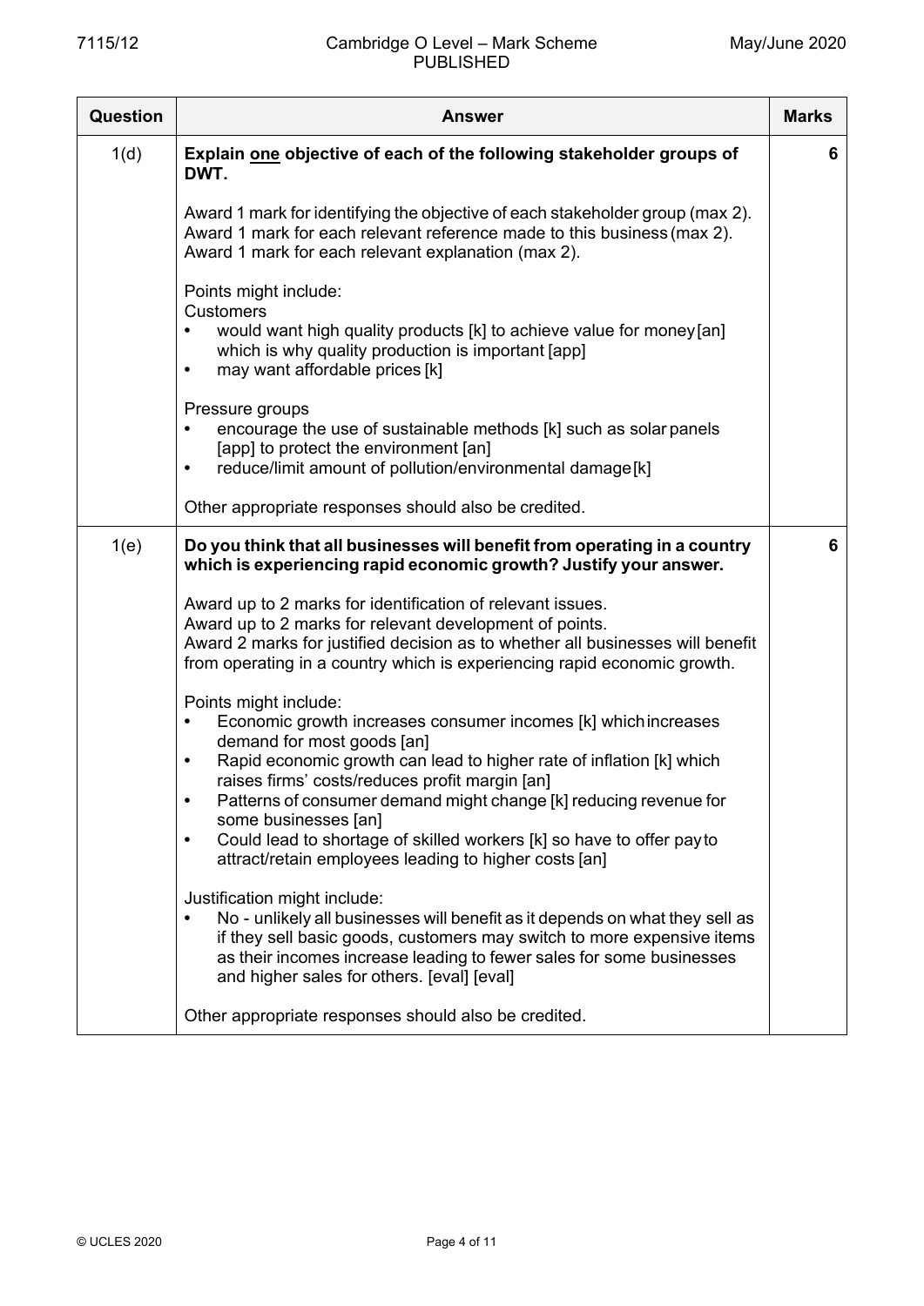| Question | Answer | Marks |
|---|---|---|
| 1(d) | **Explain <u>one</u> objective of each of the following stakeholder groups of DWT.**<br><br>Award 1 mark for identifying the objective of each stakeholder group (max 2).<br>Award 1 mark for each relevant reference made to this business (max 2).<br>Award 1 mark for each relevant explanation (max 2).<br><br>Points might include:<br>Customers<br>• would want high quality products [k] to achieve value for money [an] which is why quality production is important [app]<br>• may want affordable prices [k]<br><br>Pressure groups<br>• encourage the use of sustainable methods [k] such as solar panels [app] to protect the environment [an]<br>• reduce/limit amount of pollution/environmental damage [k]<br><br>Other appropriate responses should also be credited. | 6 |
| 1(e) | **Do you think that all businesses will benefit from operating in a country which is experiencing rapid economic growth? Justify your answer.**<br><br>Award up to 2 marks for identification of relevant issues.<br>Award up to 2 marks for relevant development of points.<br>Award 2 marks for justified decision as to whether all businesses will benefit from operating in a country which is experiencing rapid economic growth.<br><br>Points might include:<br>• Economic growth increases consumer incomes [k] which increases demand for most goods [an]<br>• Rapid economic growth can lead to higher rate of inflation [k] which raises firms' costs/reduces profit margin [an]<br>• Patterns of consumer demand might change [k] reducing revenue for some businesses [an]<br>• Could lead to shortage of skilled workers [k] so have to offer pay to attract/retain employees leading to higher costs [an]<br><br>Justification might include:<br>• No - unlikely all businesses will benefit as it depends on what they sell as if they sell basic goods, customers may switch to more expensive items as their incomes increase leading to fewer sales for some businesses and higher sales for others. [eval] [eval]<br><br>Other appropriate responses should also be credited. | 6 |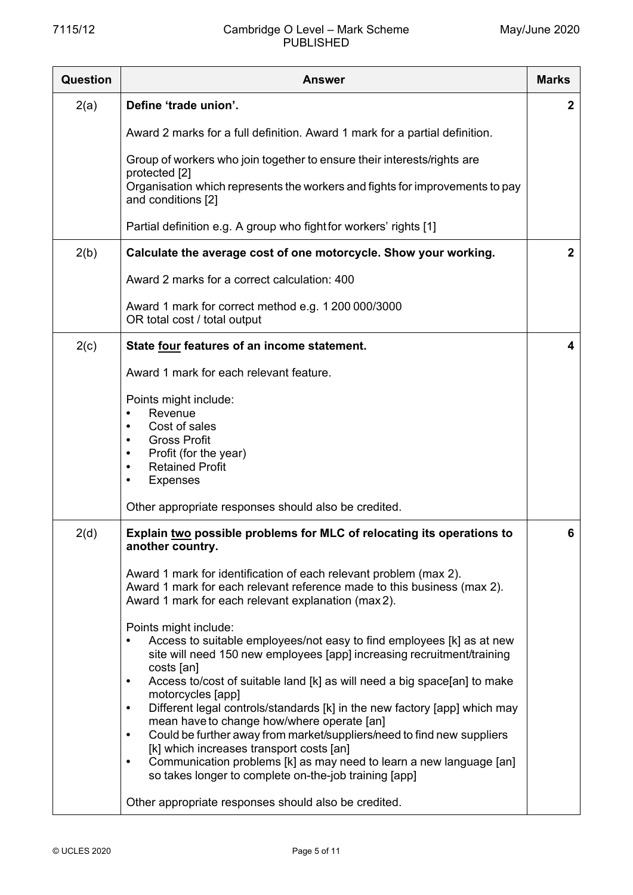| Question | Answer | Marks |
|---|---|---|
| 2(a) | **Define 'trade union'.**<br><br>Award 2 marks for a full definition. Award 1 mark for a partial definition.<br><br>Group of workers who join together to ensure their interests/rights are protected [2]<br>Organisation which represents the workers and fights for improvements to pay and conditions [2]<br><br>Partial definition e.g. A group who fight for workers' rights [1] | **2** |
| 2(b) | **Calculate the average cost of one motorcycle. Show your working.**<br><br>Award 2 marks for a correct calculation: 400<br><br>Award 1 mark for correct method e.g. 1 200 000/3000<br>OR total cost / total output | **2** |
| 2(c) | **State <u>four</u> features of an income statement.**<br><br>Award 1 mark for each relevant feature.<br><br>Points might include:<br>• Revenue<br>• Cost of sales<br>• Gross Profit<br>• Profit (for the year)<br>• Retained Profit<br>• Expenses<br><br>Other appropriate responses should also be credited. | **4** |
| 2(d) | **Explain <u>two</u> possible problems for MLC of relocating its operations to another country.**<br><br>Award 1 mark for identification of each relevant problem (max 2).<br>Award 1 mark for each relevant reference made to this business (max 2).<br>Award 1 mark for each relevant explanation (max 2).<br><br>Points might include:<br>• Access to suitable employees/not easy to find employees [k] as at new site will need 150 new employees [app] increasing recruitment/training costs [an]<br>• Access to/cost of suitable land [k] as will need a big space[an] to make motorcycles [app]<br>• Different legal controls/standards [k] in the new factory [app] which may mean have to change how/where operate [an]<br>• Could be further away from market/suppliers/need to find new suppliers [k] which increases transport costs [an]<br>• Communication problems [k] as may need to learn a new language [an] so takes longer to complete on-the-job training [app]<br><br>Other appropriate responses should also be credited. | **6** |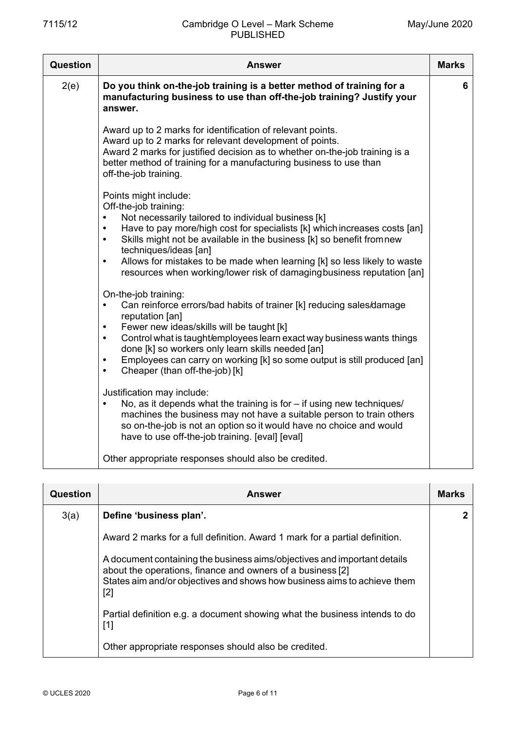| Question | Answer | Marks |
|---|---|---|
| 2(e) | **Do you think on-the-job training is a better method of training for a manufacturing business to use than off-the-job training? Justify your answer.**<br><br>Award up to 2 marks for identification of relevant points.<br>Award up to 2 marks for relevant development of points.<br>Award 2 marks for justified decision as to whether on-the-job training is a better method of training for a manufacturing business to use than off-the-job training.<br><br>Points might include:<br>Off-the-job training:<br>• Not necessarily tailored to individual business [k]<br>• Have to pay more/high cost for specialists [k] which increases costs [an]<br>• Skills might not be available in the business [k] so benefit from new techniques/ideas [an]<br>• Allows for mistakes to be made when learning [k] so less likely to waste resources when working/lower risk of damaging business reputation [an]<br><br>On-the-job training:<br>• Can reinforce errors/bad habits of trainer [k] reducing sales/damage reputation [an]<br>• Fewer new ideas/skills will be taught [k]<br>• Control what is taught/employees learn exact way business wants things done [k] so workers only learn skills needed [an]<br>• Employees can carry on working [k] so some output is still produced [an]<br>• Cheaper (than off-the-job) [k]<br><br>Justification may include:<br>• No, as it depends what the training is for – if using new techniques/ machines the business may not have a suitable person to train others so on-the-job is not an option so it would have no choice and would have to use off-the-job training. [eval] [eval]<br><br>Other appropriate responses should also be credited. | 6 |

| Question | Answer | Marks |
|---|---|---|
| 3(a) | **Define 'business plan'.**<br><br>Award 2 marks for a full definition. Award 1 mark for a partial definition.<br><br>A document containing the business aims/objectives and important details about the operations, finance and owners of a business [2]<br>States aim and/or objectives and shows how business aims to achieve them [2]<br><br>Partial definition e.g. a document showing what the business intends to do [1]<br><br>Other appropriate responses should also be credited. | 2 |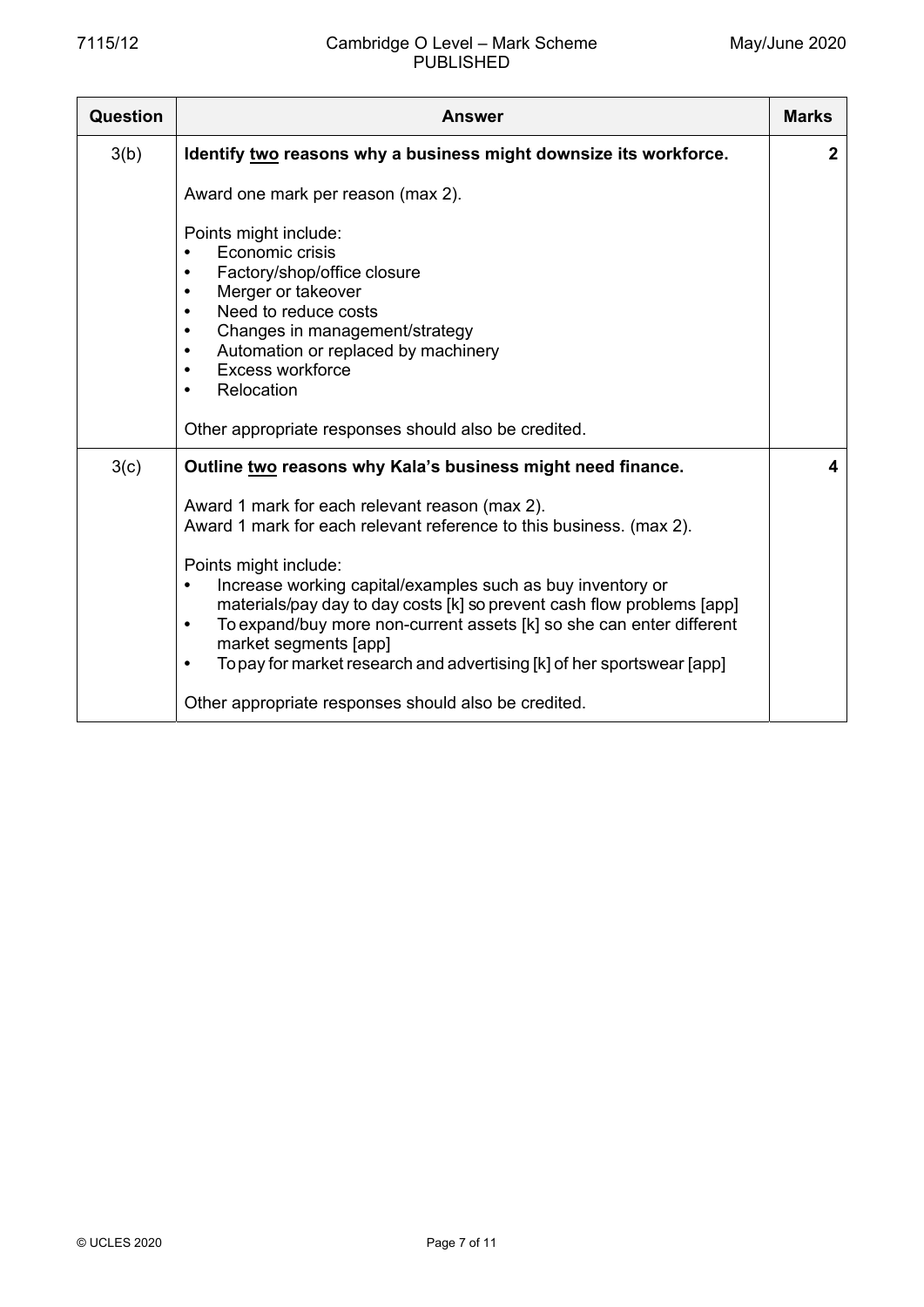| Question | Answer | Marks |
|---|---|---|
| 3(b) | **Identify two reasons why a business might downsize its workforce.**<br><br>Award one mark per reason (max 2).<br><br>Points might include:<br>• Economic crisis<br>• Factory/shop/office closure<br>• Merger or takeover<br>• Need to reduce costs<br>• Changes in management/strategy<br>• Automation or replaced by machinery<br>• Excess workforce<br>• Relocation<br><br>Other appropriate responses should also be credited. | 2 |
| 3(c) | **Outline two reasons why Kala's business might need finance.**<br><br>Award 1 mark for each relevant reason (max 2).<br>Award 1 mark for each relevant reference to this business. (max 2).<br><br>Points might include:<br>• Increase working capital/examples such as buy inventory or materials/pay day to day costs [k] so prevent cash flow problems [app]<br>• To expand/buy more non-current assets [k] so she can enter different market segments [app]<br>• To pay for market research and advertising [k] of her sportswear [app]<br><br>Other appropriate responses should also be credited. | 4 |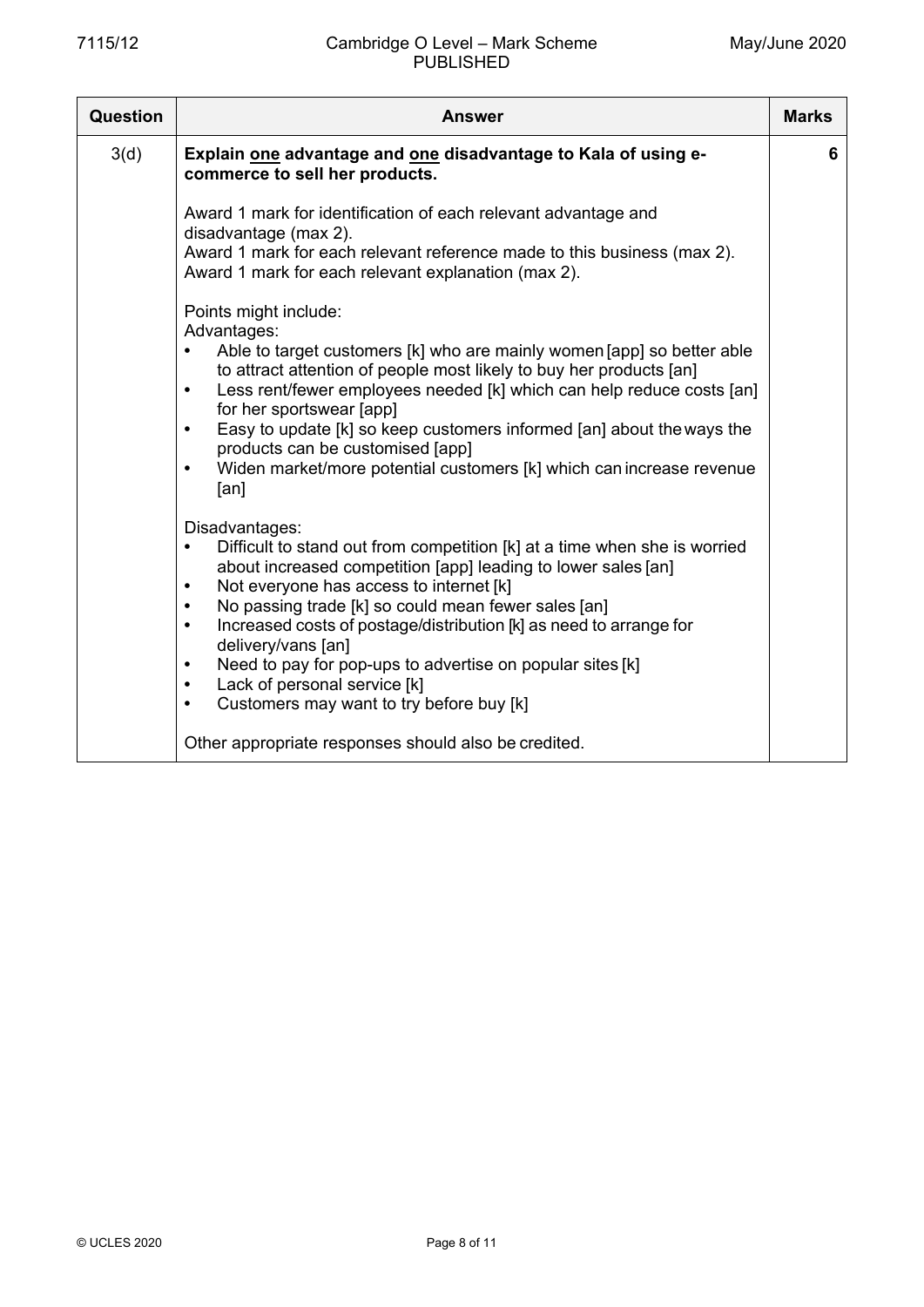| Question | Answer | Marks |
|---|---|---|
| 3(d) | **Explain <u>one</u> advantage and <u>one</u> disadvantage to Kala of using e-commerce to sell her products.**<br><br>Award 1 mark for identification of each relevant advantage and disadvantage (max 2).<br>Award 1 mark for each relevant reference made to this business (max 2).<br>Award 1 mark for each relevant explanation (max 2).<br><br>Points might include:<br>Advantages:<br>• Able to target customers [k] who are mainly women [app] so better able to attract attention of people most likely to buy her products [an]<br>• Less rent/fewer employees needed [k] which can help reduce costs [an] for her sportswear [app]<br>• Easy to update [k] so keep customers informed [an] about the ways the products can be customised [app]<br>• Widen market/more potential customers [k] which can increase revenue [an]<br><br>Disadvantages:<br>• Difficult to stand out from competition [k] at a time when she is worried about increased competition [app] leading to lower sales [an]<br>• Not everyone has access to internet [k]<br>• No passing trade [k] so could mean fewer sales [an]<br>• Increased costs of postage/distribution [k] as need to arrange for delivery/vans [an]<br>• Need to pay for pop-ups to advertise on popular sites [k]<br>• Lack of personal service [k]<br>• Customers may want to try before buy [k]<br><br>Other appropriate responses should also be credited. | 6 |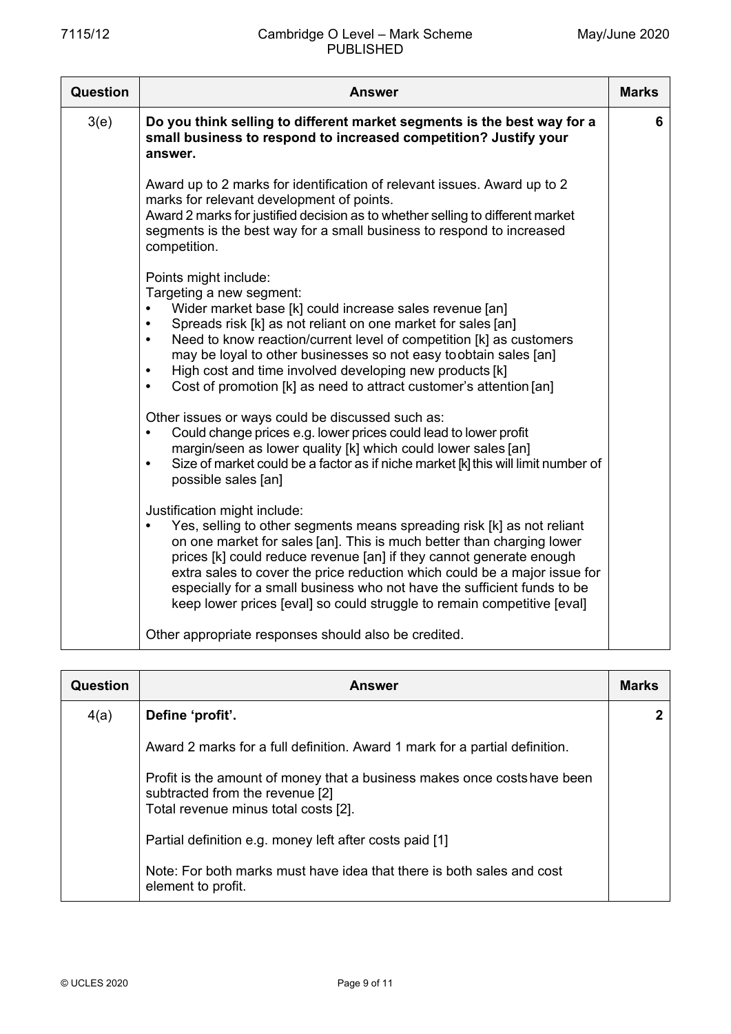| Question | Answer | Marks |
|---|---|---|
| 3(e) | **Do you think selling to different market segments is the best way for a small business to respond to increased competition? Justify your answer.**<br><br>Award up to 2 marks for identification of relevant issues. Award up to 2 marks for relevant development of points.<br>Award 2 marks for justified decision as to whether selling to different market segments is the best way for a small business to respond to increased competition.<br><br>Points might include:<br>Targeting a new segment:<br>• Wider market base [k] could increase sales revenue [an]<br>• Spreads risk [k] as not reliant on one market for sales [an]<br>• Need to know reaction/current level of competition [k] as customers may be loyal to other businesses so not easy toobtain sales [an]<br>• High cost and time involved developing new products [k]<br>• Cost of promotion [k] as need to attract customer's attention [an]<br><br>Other issues or ways could be discussed such as:<br>• Could change prices e.g. lower prices could lead to lower profit margin/seen as lower quality [k] which could lower sales [an]<br>• Size of market could be a factor as if niche market [k] this will limit number of possible sales [an]<br><br>Justification might include:<br>• Yes, selling to other segments means spreading risk [k] as not reliant on one market for sales [an]. This is much better than charging lower prices [k] could reduce revenue [an] if they cannot generate enough extra sales to cover the price reduction which could be a major issue for especially for a small business who not have the sufficient funds to be keep lower prices [eval] so could struggle to remain competitive [eval]<br><br>Other appropriate responses should also be credited. | 6 |

| Question | Answer | Marks |
|---|---|---|
| 4(a) | **Define 'profit'.**<br><br>Award 2 marks for a full definition. Award 1 mark for a partial definition.<br><br>Profit is the amount of money that a business makes once costs have been subtracted from the revenue [2]<br>Total revenue minus total costs [2].<br><br>Partial definition e.g. money left after costs paid [1]<br><br>Note: For both marks must have idea that there is both sales and cost element to profit. | 2 |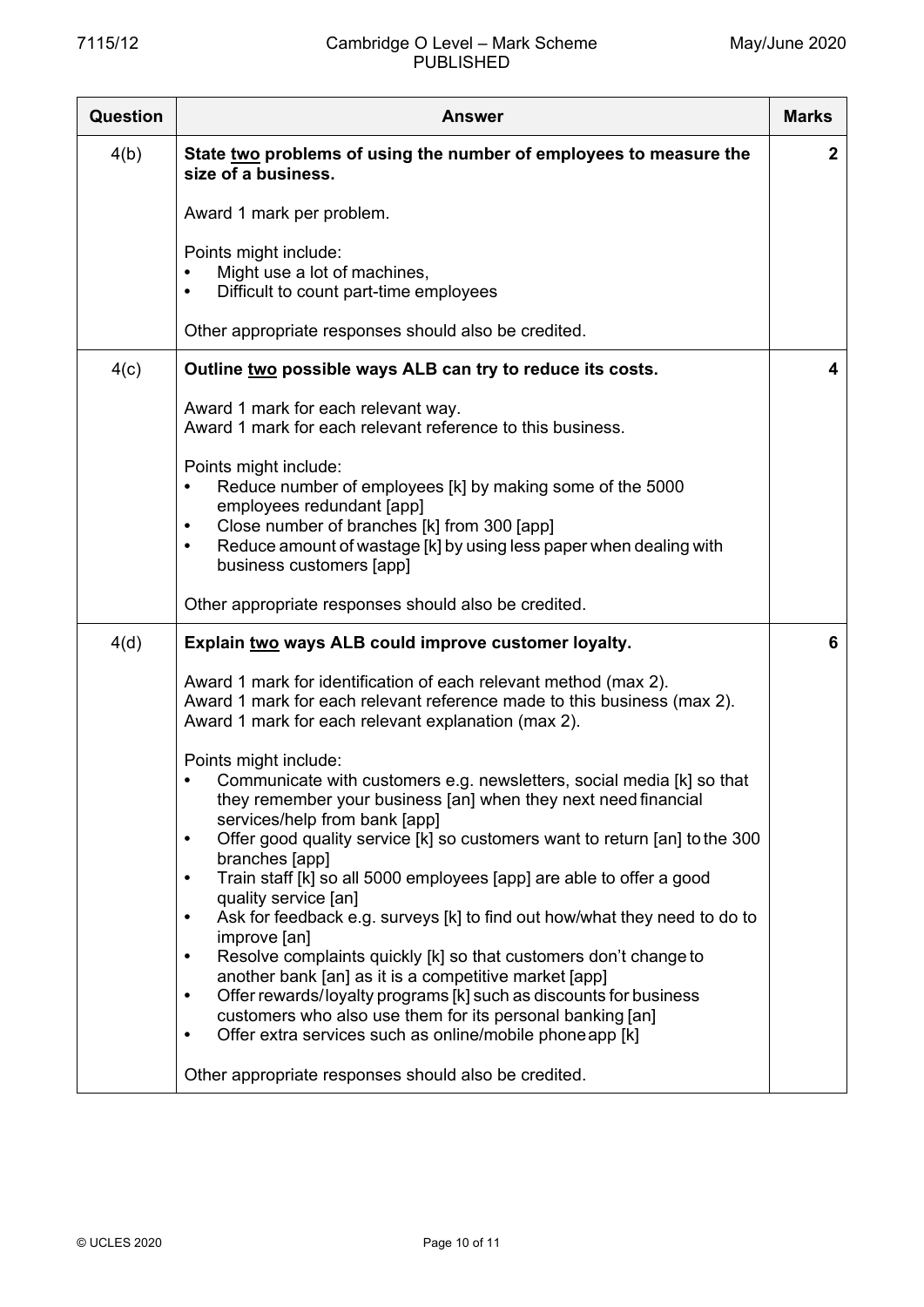| Question | Answer | Marks |
|---|---|---|
| 4(b) | **State two problems of using the number of employees to measure the size of a business.**<br><br>Award 1 mark per problem.<br><br>Points might include:<br>• Might use a lot of machines,<br>• Difficult to count part-time employees<br><br>Other appropriate responses should also be credited. | 2 |
| 4(c) | **Outline two possible ways ALB can try to reduce its costs.**<br><br>Award 1 mark for each relevant way.<br>Award 1 mark for each relevant reference to this business.<br><br>Points might include:<br>• Reduce number of employees [k] by making some of the 5000 employees redundant [app]<br>• Close number of branches [k] from 300 [app]<br>• Reduce amount of wastage [k] by using less paper when dealing with business customers [app]<br><br>Other appropriate responses should also be credited. | 4 |
| 4(d) | **Explain two ways ALB could improve customer loyalty.**<br><br>Award 1 mark for identification of each relevant method (max 2).<br>Award 1 mark for each relevant reference made to this business (max 2).<br>Award 1 mark for each relevant explanation (max 2).<br><br>Points might include:<br>• Communicate with customers e.g. newsletters, social media [k] so that they remember your business [an] when they next need financial services/help from bank [app]<br>• Offer good quality service [k] so customers want to return [an] to the 300 branches [app]<br>• Train staff [k] so all 5000 employees [app] are able to offer a good quality service [an]<br>• Ask for feedback e.g. surveys [k] to find out how/what they need to do to improve [an]<br>• Resolve complaints quickly [k] so that customers don't change to another bank [an] as it is a competitive market [app]<br>• Offer rewards/loyalty programs [k] such as discounts for business customers who also use them for its personal banking [an]<br>• Offer extra services such as online/mobile phone app [k]<br><br>Other appropriate responses should also be credited. | 6 |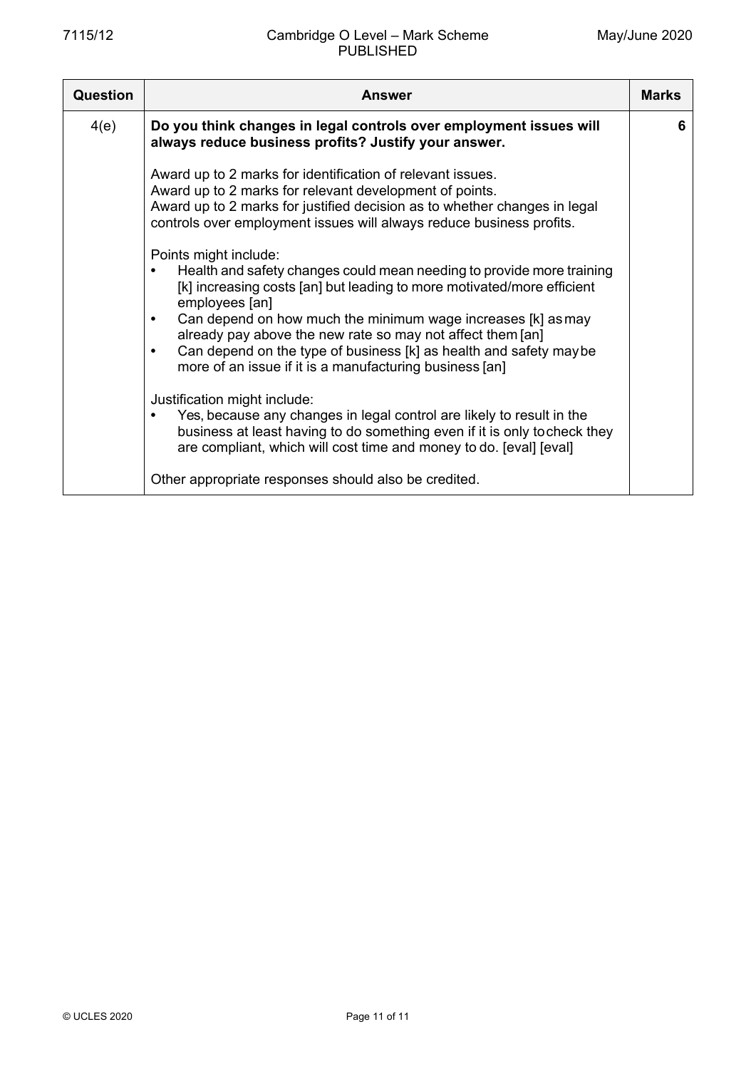| Question | Answer | Marks |
|---|---|---|
| 4(e) | **Do you think changes in legal controls over employment issues will always reduce business profits? Justify your answer.**<br><br>Award up to 2 marks for identification of relevant issues.<br>Award up to 2 marks for relevant development of points.<br>Award up to 2 marks for justified decision as to whether changes in legal controls over employment issues will always reduce business profits.<br><br>Points might include:<br>• Health and safety changes could mean needing to provide more training [k] increasing costs [an] but leading to more motivated/more efficient employees [an]<br>• Can depend on how much the minimum wage increases [k] as may already pay above the new rate so may not affect them [an]<br>• Can depend on the type of business [k] as health and safety may be more of an issue if it is a manufacturing business [an]<br><br>Justification might include:<br>• Yes, because any changes in legal control are likely to result in the business at least having to do something even if it is only to check they are compliant, which will cost time and money to do. [eval] [eval]<br><br>Other appropriate responses should also be credited. | 6 |